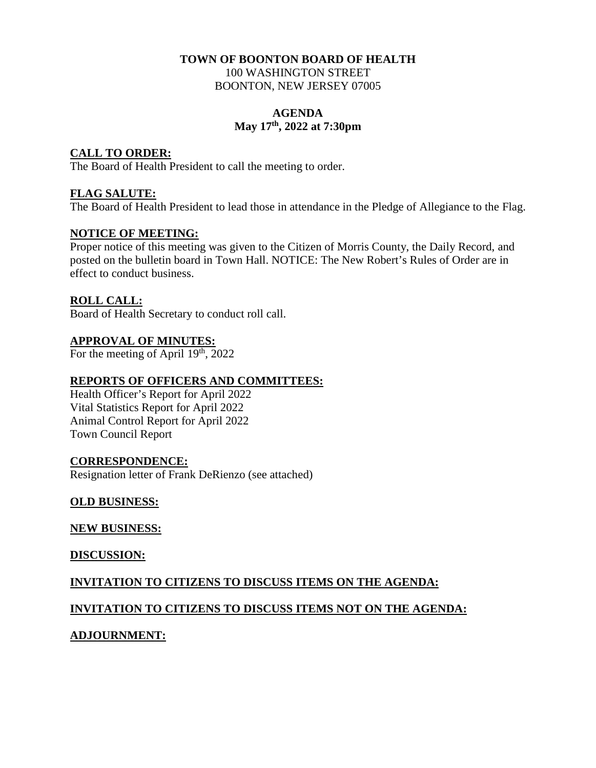**TOWN OF BOONTON BOARD OF HEALTH**
100 WASHINGTON STREET
BOONTON, NEW JERSEY 07005

**AGENDA**
**May 17th, 2022 at 7:30pm**

**CALL TO ORDER:**
The Board of Health President to call the meeting to order.

**FLAG SALUTE:**
The Board of Health President to lead those in attendance in the Pledge of Allegiance to the Flag.

**NOTICE OF MEETING:**
Proper notice of this meeting was given to the Citizen of Morris County, the Daily Record, and posted on the bulletin board in Town Hall. NOTICE: The New Robert's Rules of Order are in effect to conduct business.

**ROLL CALL:**
Board of Health Secretary to conduct roll call.

**APPROVAL OF MINUTES:**
For the meeting of April 19th, 2022

**REPORTS OF OFFICERS AND COMMITTEES:**
Health Officer's Report for April 2022
Vital Statistics Report for April 2022
Animal Control Report for April 2022
Town Council Report

**CORRESPONDENCE:**
Resignation letter of Frank DeRienzo (see attached)

**OLD BUSINESS:**

**NEW BUSINESS:**

**DISCUSSION:**

**INVITATION TO CITIZENS TO DISCUSS ITEMS ON THE AGENDA:**

**INVITATION TO CITIZENS TO DISCUSS ITEMS NOT ON THE AGENDA:**

**ADJOURNMENT:**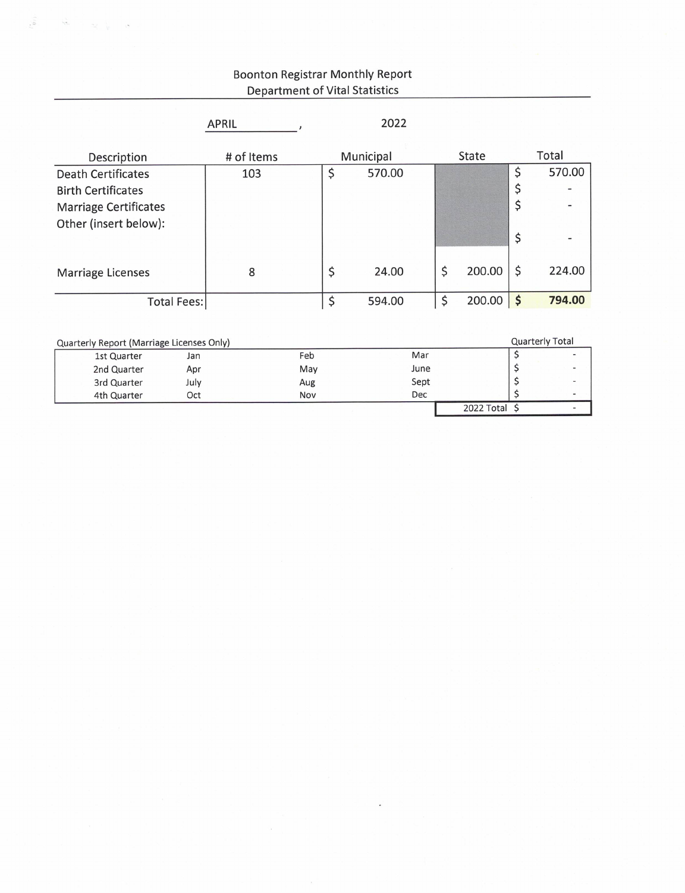# Boonton Registrar Monthly Report
## Department of Vital Statistics

APRIL, 2022

| Description | # of Items | Municipal | State | Total |
|---|---|---|---|---|
| Death Certificates | 103 | $ 570.00 | | $ 570.00 |
| Birth Certificates | | | | $ - |
| Marriage Certificates | | | | $ - |
| Other (insert below): | | | | $ - |
| Marriage Licenses | 8 | $ 24.00 | $ 200.00 | $ 224.00 |
| Total Fees: | | $ 594.00 | $ 200.00 | **$ 794.00** |

Quarterly Report (Marriage Licenses Only)

| | | | | Quarterly Total |
|---|---|---|---|---|
| 1st Quarter | Jan | Feb | Mar | $ - |
| 2nd Quarter | Apr | May | June | $ - |
| 3rd Quarter | July | Aug | Sept | $ - |
| 4th Quarter | Oct | Nov | Dec | $ - |
| | | | 2022 Total | $ - |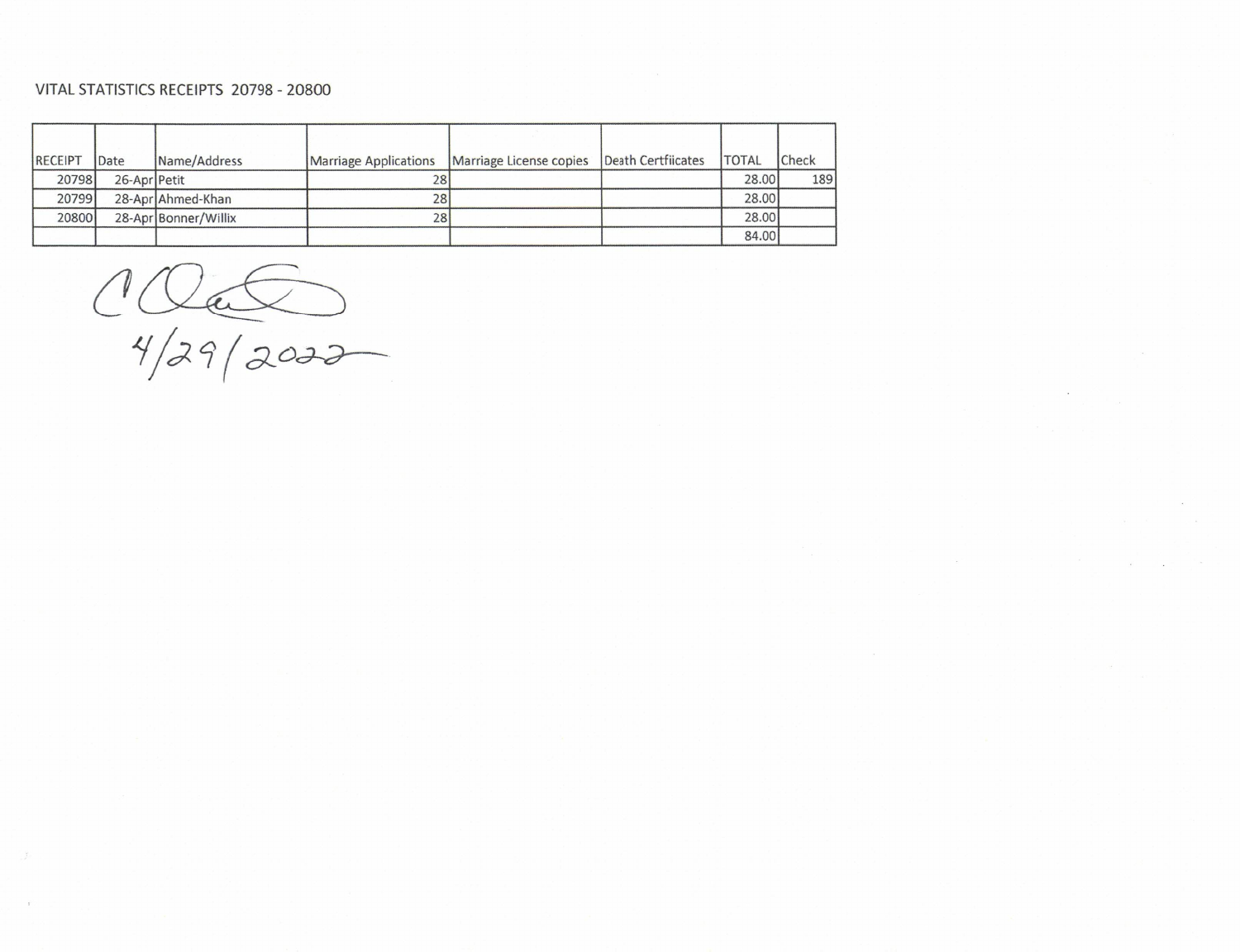VITAL STATISTICS RECEIPTS 20798 - 20800

| RECEIPT | Date | Name/Address | Marriage Applications | Marriage License copies | Death Certfiicates | TOTAL | Check |
|---|---|---|---|---|---|---|---|
| 20798 | 26-Apr | Petit | 28 | | | 28.00 | 189 |
| 20799 | 28-Apr | Ahmed-Khan | 28 | | | 28.00 | |
| 20800 | 28-Apr | Bonner/Willix | 28 | | | 28.00 | |
| | | | | | | 84.00 | |

4/29/2022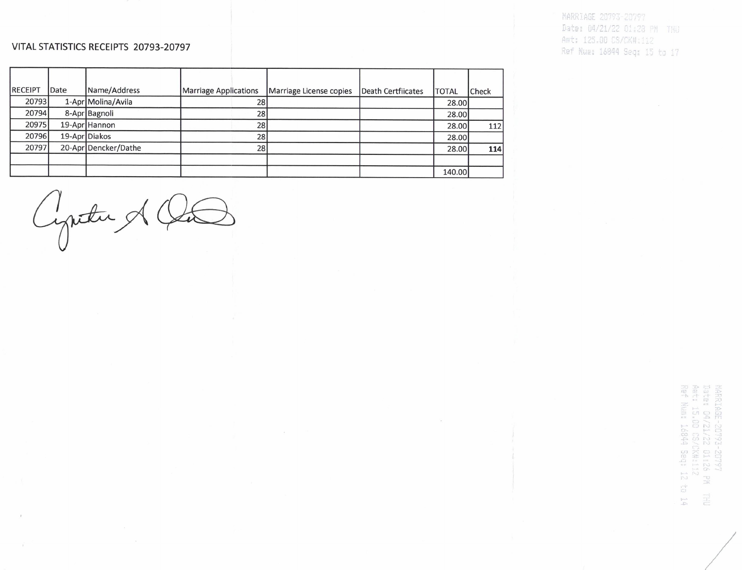MARRIAGE 20793-20797
Date: 04/21/22 01:28 PM THU
Amt: 125.00 CS/CK#:112
Ref Num: 16844 Seq: 15 to 17

## VITAL STATISTICS RECEIPTS 20793-20797

| RECEIPT | Date | Name/Address | Marriage Applications | Marriage License copies | Death Certfiicates | TOTAL | Check |
|---|---|---|---|---|---|---|---|
| 20793 | 1-Apr | Molina/Avila | 28 | | | 28.00 | |
| 20794 | 8-Apr | Bagnoli | 28 | | | 28.00 | |
| 20975 | 19-Apr | Hannon | 28 | | | 28.00 | 112 |
| 20796 | 19-Apr | Diakos | 28 | | | 28.00 | |
| 20797 | 20-Apr | Dencker/Dathe | 28 | | | 28.00 | **114** |
| | | | | | | | |
| | | | | | | 140.00 | |

MARRIAGE-20793-20797
Date: 04/21/22 01:26 PM THU
Amt: 15.00 CS/CK#:112
Ref Num: 16844 Seq: 12 to 14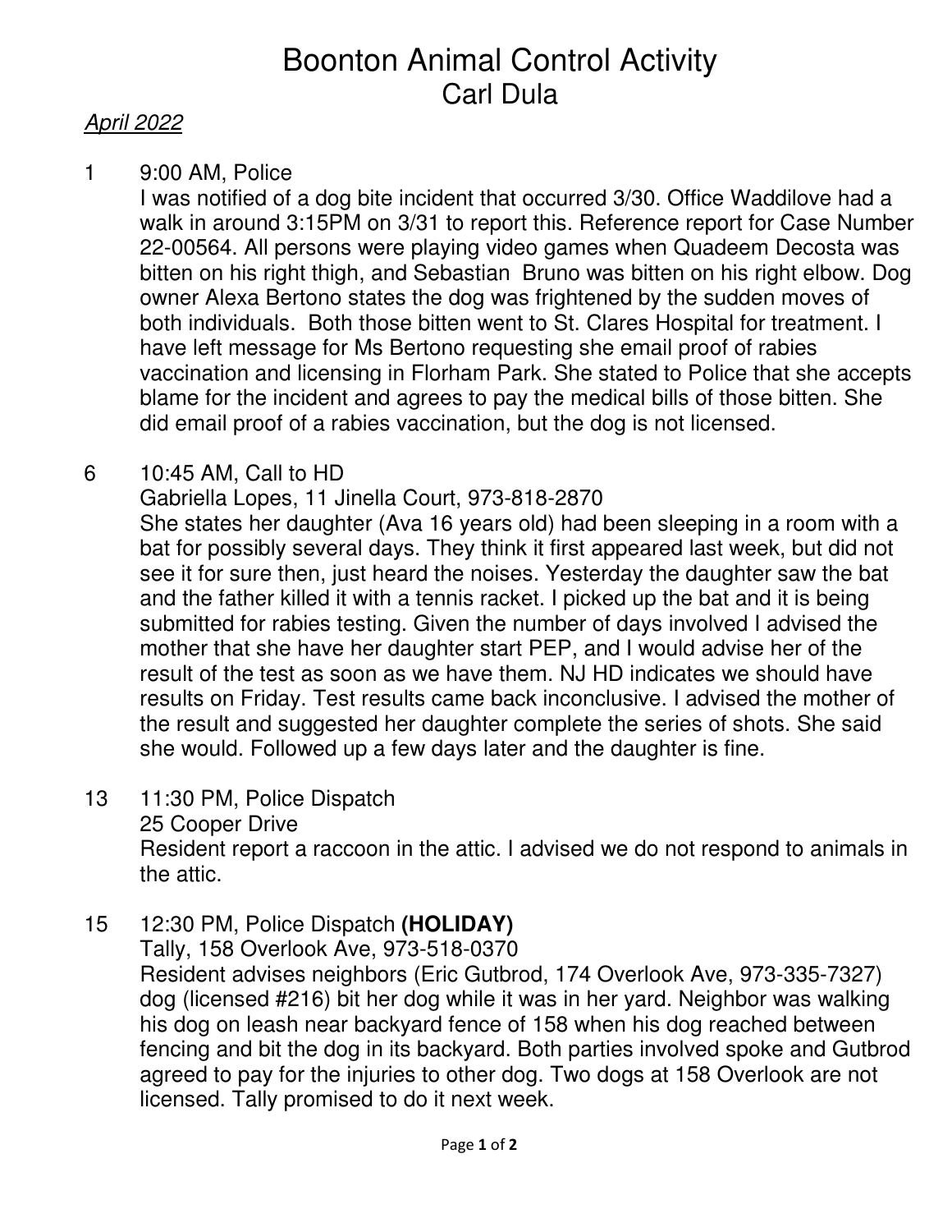# Boonton Animal Control Activity
## Carl Dula

*April 2022*

1 9:00 AM, Police

I was notified of a dog bite incident that occurred 3/30. Office Waddilove had a walk in around 3:15PM on 3/31 to report this. Reference report for Case Number 22-00564. All persons were playing video games when Quadeem Decosta was bitten on his right thigh, and Sebastian Bruno was bitten on his right elbow. Dog owner Alexa Bertono states the dog was frightened by the sudden moves of both individuals. Both those bitten went to St. Clares Hospital for treatment. I have left message for Ms Bertono requesting she email proof of rabies vaccination and licensing in Florham Park. She stated to Police that she accepts blame for the incident and agrees to pay the medical bills of those bitten. She did email proof of a rabies vaccination, but the dog is not licensed.

6 10:45 AM, Call to HD

Gabriella Lopes, 11 Jinella Court, 973-818-2870

She states her daughter (Ava 16 years old) had been sleeping in a room with a bat for possibly several days. They think it first appeared last week, but did not see it for sure then, just heard the noises. Yesterday the daughter saw the bat and the father killed it with a tennis racket. I picked up the bat and it is being submitted for rabies testing. Given the number of days involved I advised the mother that she have her daughter start PEP, and I would advise her of the result of the test as soon as we have them. NJ HD indicates we should have results on Friday. Test results came back inconclusive. I advised the mother of the result and suggested her daughter complete the series of shots. She said she would. Followed up a few days later and the daughter is fine.

13 11:30 PM, Police Dispatch

25 Cooper Drive

Resident report a raccoon in the attic. I advised we do not respond to animals in the attic.

15 12:30 PM, Police Dispatch **(HOLIDAY)**

Tally, 158 Overlook Ave, 973-518-0370

Resident advises neighbors (Eric Gutbrod, 174 Overlook Ave, 973-335-7327) dog (licensed #216) bit her dog while it was in her yard. Neighbor was walking his dog on leash near backyard fence of 158 when his dog reached between fencing and bit the dog in its backyard. Both parties involved spoke and Gutbrod agreed to pay for the injuries to other dog. Two dogs at 158 Overlook are not licensed. Tally promised to do it next week.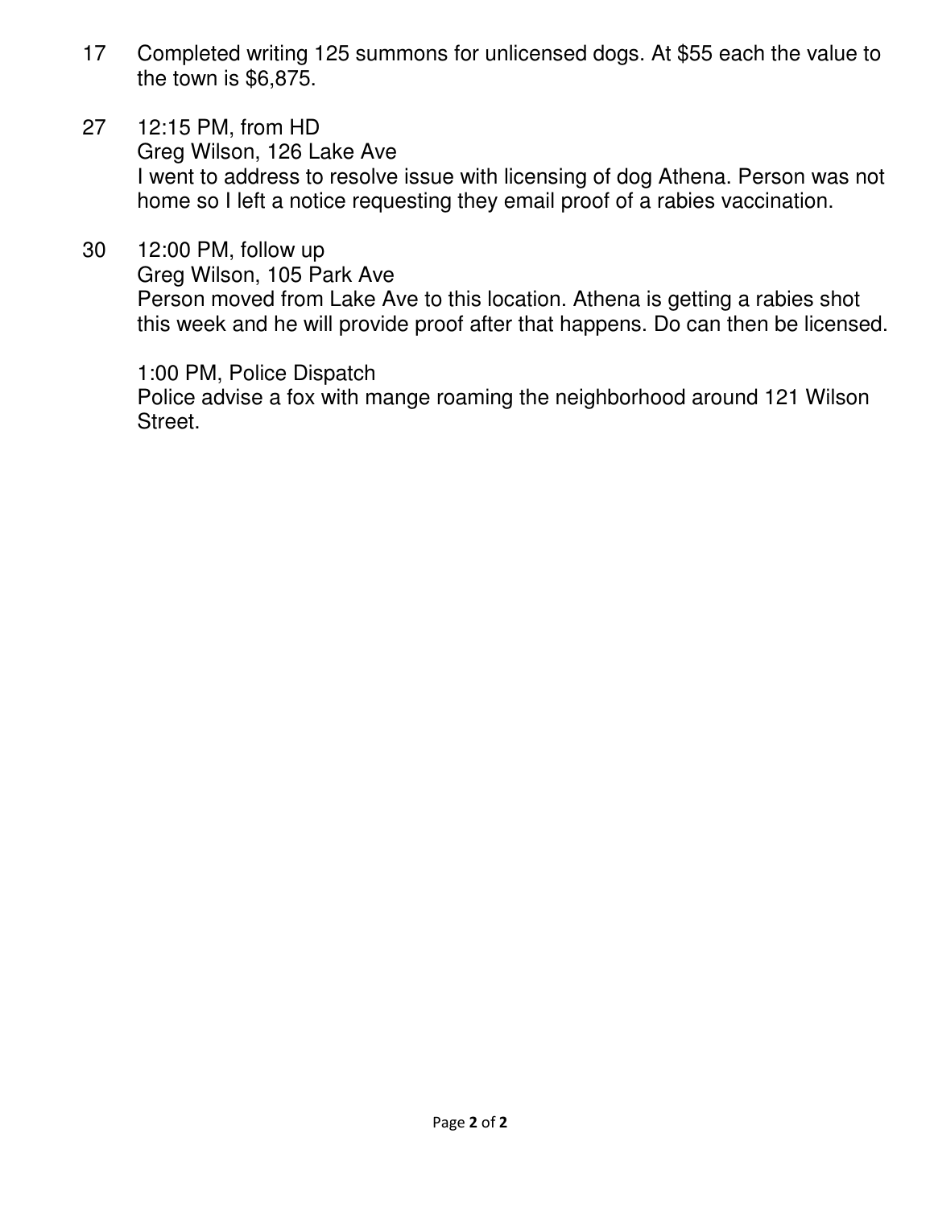17 Completed writing 125 summons for unlicensed dogs. At $55 each the value to the town is $6,875.

27 12:15 PM, from HD
Greg Wilson, 126 Lake Ave
I went to address to resolve issue with licensing of dog Athena. Person was not home so I left a notice requesting they email proof of a rabies vaccination.

30 12:00 PM, follow up
Greg Wilson, 105 Park Ave
Person moved from Lake Ave to this location. Athena is getting a rabies shot this week and he will provide proof after that happens. Do can then be licensed.

1:00 PM, Police Dispatch
Police advise a fox with mange roaming the neighborhood around 121 Wilson Street.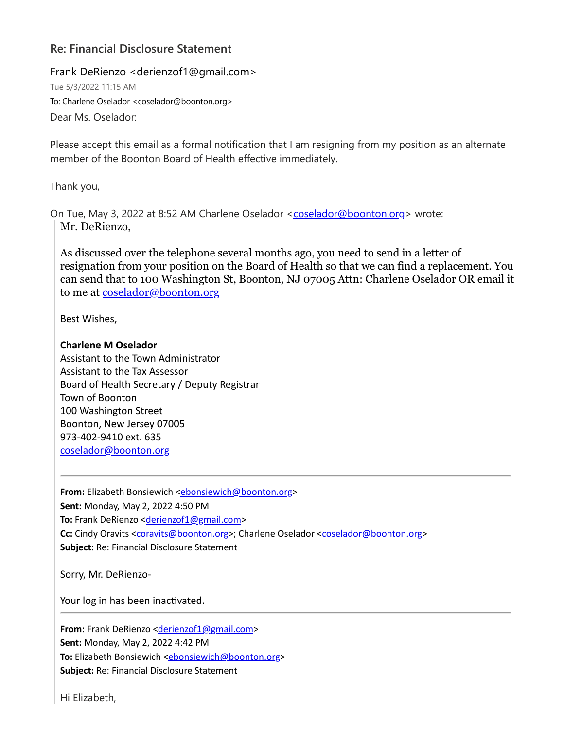## Re: Financial Disclosure Statement

Frank DeRienzo <derienzof1@gmail.com>

Tue 5/3/2022 11:15 AM

To: Charlene Oselador <coselador@boonton.org>

Dear Ms. Oselador:

Please accept this email as a formal notification that I am resigning from my position as an alternate member of the Boonton Board of Health effective immediately.

Thank you,

On Tue, May 3, 2022 at 8:52 AM Charlene Oselador <coselador@boonton.org> wrote:

> Mr. DeRienzo,
>
> As discussed over the telephone several months ago, you need to send in a letter of resignation from your position on the Board of Health so that we can find a replacement. You can send that to 100 Washington St, Boonton, NJ 07005 Attn: Charlene Oselador OR email it to me at coselador@boonton.org
>
> Best Wishes,
>
> **Charlene M Oselador**
> Assistant to the Town Administrator
> Assistant to the Tax Assessor
> Board of Health Secretary / Deputy Registrar
> Town of Boonton
> 100 Washington Street
> Boonton, New Jersey 07005
> 973-402-9410 ext. 635
> coselador@boonton.org
>
> ---
>
> **From:** Elizabeth Bonsiewich <ebonsiewich@boonton.org>
> **Sent:** Monday, May 2, 2022 4:50 PM
> **To:** Frank DeRienzo <derienzof1@gmail.com>
> **Cc:** Cindy Oravits <coravits@boonton.org>; Charlene Oselador <coselador@boonton.org>
> **Subject:** Re: Financial Disclosure Statement
>
> Sorry, Mr. DeRienzo-
>
> Your log in has been inactivated.
>
> ---
>
> **From:** Frank DeRienzo <derienzof1@gmail.com>
> **Sent:** Monday, May 2, 2022 4:42 PM
> **To:** Elizabeth Bonsiewich <ebonsiewich@boonton.org>
> **Subject:** Re: Financial Disclosure Statement
>
> Hi Elizabeth,